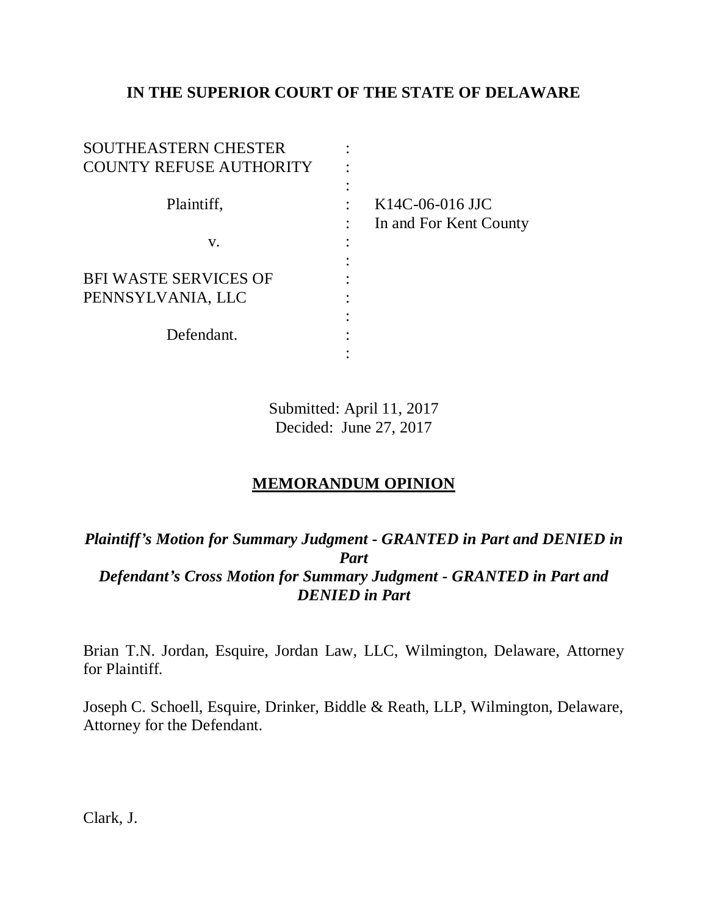**IN THE SUPERIOR COURT OF THE STATE OF DELAWARE**

| | | |
|---|---|---|
| SOUTHEASTERN CHESTER COUNTY REFUSE AUTHORITY | : | |
| | : | |
| Plaintiff, | : | K14C-06-016 JJC |
| | : | In and For Kent County |
| v. | : | |
| | : | |
| BFI WASTE SERVICES OF PENNSYLVANIA, LLC | : | |
| | : | |
| Defendant. | : | |
| | : | |

Submitted: April 11, 2017
Decided: June 27, 2017

**MEMORANDUM OPINION**

***Plaintiff's Motion for Summary Judgment - GRANTED in Part and DENIED in Part***
***Defendant's Cross Motion for Summary Judgment - GRANTED in Part and DENIED in Part***

Brian T.N. Jordan, Esquire, Jordan Law, LLC, Wilmington, Delaware, Attorney for Plaintiff.

Joseph C. Schoell, Esquire, Drinker, Biddle & Reath, LLP, Wilmington, Delaware, Attorney for the Defendant.

Clark, J.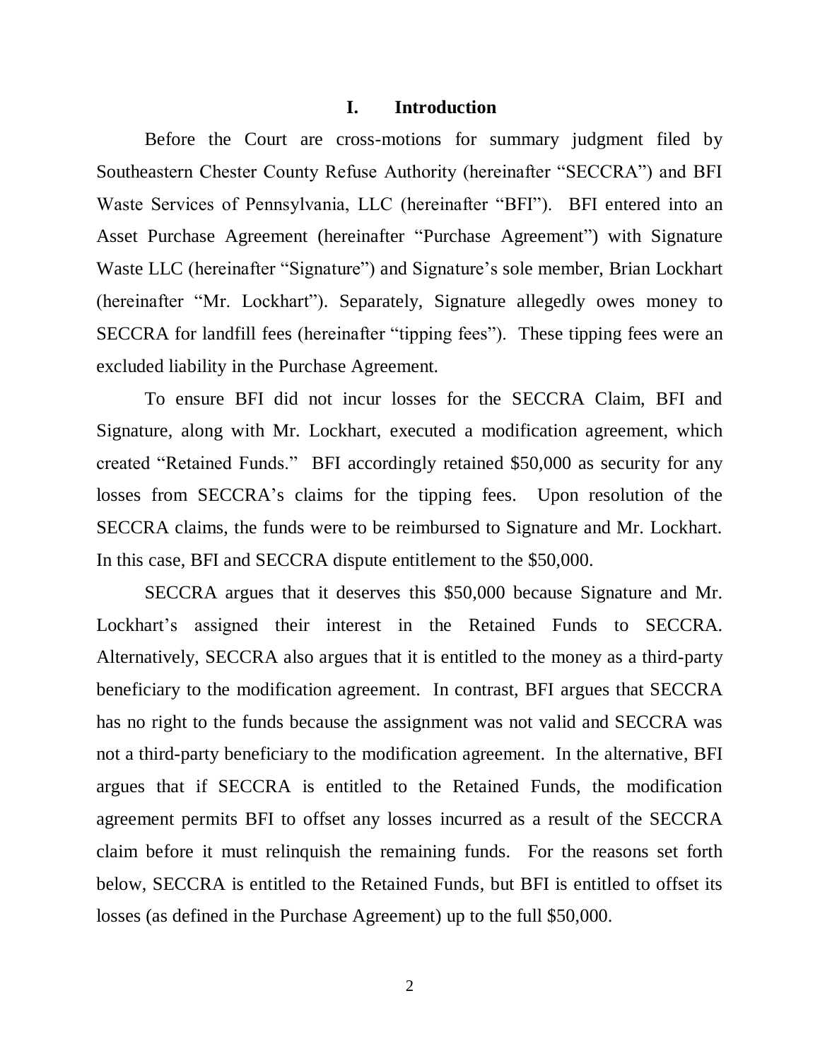## I. Introduction

Before the Court are cross-motions for summary judgment filed by Southeastern Chester County Refuse Authority (hereinafter "SECCRA") and BFI Waste Services of Pennsylvania, LLC (hereinafter "BFI"). BFI entered into an Asset Purchase Agreement (hereinafter "Purchase Agreement") with Signature Waste LLC (hereinafter "Signature") and Signature's sole member, Brian Lockhart (hereinafter "Mr. Lockhart"). Separately, Signature allegedly owes money to SECCRA for landfill fees (hereinafter "tipping fees"). These tipping fees were an excluded liability in the Purchase Agreement.

To ensure BFI did not incur losses for the SECCRA Claim, BFI and Signature, along with Mr. Lockhart, executed a modification agreement, which created "Retained Funds." BFI accordingly retained $50,000 as security for any losses from SECCRA's claims for the tipping fees. Upon resolution of the SECCRA claims, the funds were to be reimbursed to Signature and Mr. Lockhart. In this case, BFI and SECCRA dispute entitlement to the $50,000.

SECCRA argues that it deserves this $50,000 because Signature and Mr. Lockhart's assigned their interest in the Retained Funds to SECCRA. Alternatively, SECCRA also argues that it is entitled to the money as a third-party beneficiary to the modification agreement. In contrast, BFI argues that SECCRA has no right to the funds because the assignment was not valid and SECCRA was not a third-party beneficiary to the modification agreement. In the alternative, BFI argues that if SECCRA is entitled to the Retained Funds, the modification agreement permits BFI to offset any losses incurred as a result of the SECCRA claim before it must relinquish the remaining funds. For the reasons set forth below, SECCRA is entitled to the Retained Funds, but BFI is entitled to offset its losses (as defined in the Purchase Agreement) up to the full $50,000.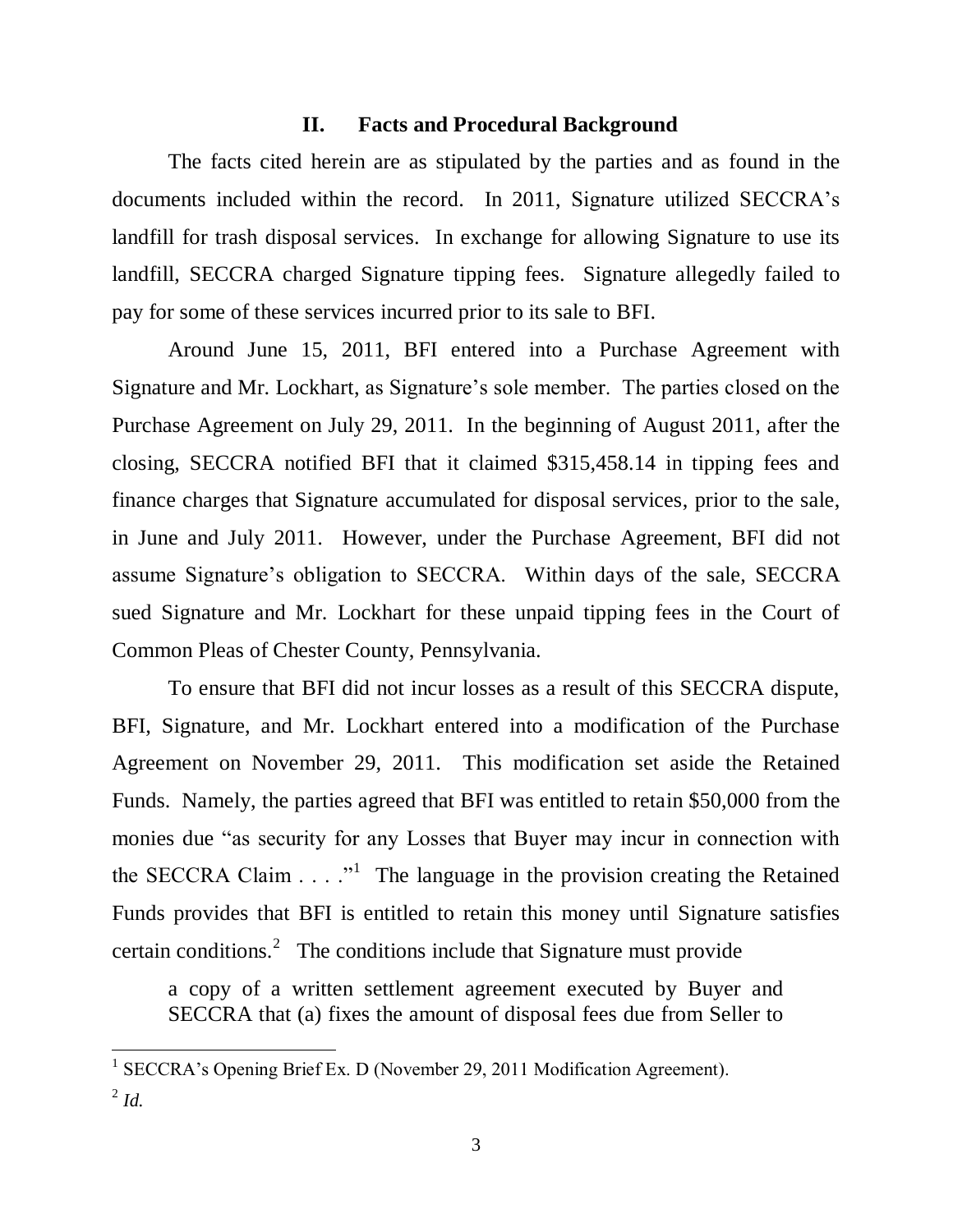## II. Facts and Procedural Background

The facts cited herein are as stipulated by the parties and as found in the documents included within the record. In 2011, Signature utilized SECCRA's landfill for trash disposal services. In exchange for allowing Signature to use its landfill, SECCRA charged Signature tipping fees. Signature allegedly failed to pay for some of these services incurred prior to its sale to BFI.

Around June 15, 2011, BFI entered into a Purchase Agreement with Signature and Mr. Lockhart, as Signature's sole member. The parties closed on the Purchase Agreement on July 29, 2011. In the beginning of August 2011, after the closing, SECCRA notified BFI that it claimed $315,458.14 in tipping fees and finance charges that Signature accumulated for disposal services, prior to the sale, in June and July 2011. However, under the Purchase Agreement, BFI did not assume Signature's obligation to SECCRA. Within days of the sale, SECCRA sued Signature and Mr. Lockhart for these unpaid tipping fees in the Court of Common Pleas of Chester County, Pennsylvania.

To ensure that BFI did not incur losses as a result of this SECCRA dispute, BFI, Signature, and Mr. Lockhart entered into a modification of the Purchase Agreement on November 29, 2011. This modification set aside the Retained Funds. Namely, the parties agreed that BFI was entitled to retain $50,000 from the monies due "as security for any Losses that Buyer may incur in connection with the SECCRA Claim . . . ."[1] The language in the provision creating the Retained Funds provides that BFI is entitled to retain this money until Signature satisfies certain conditions.[2] The conditions include that Signature must provide

> a copy of a written settlement agreement executed by Buyer and SECCRA that (a) fixes the amount of disposal fees due from Seller to

---

[1] SECCRA's Opening Brief Ex. D (November 29, 2011 Modification Agreement).

[2] *Id.*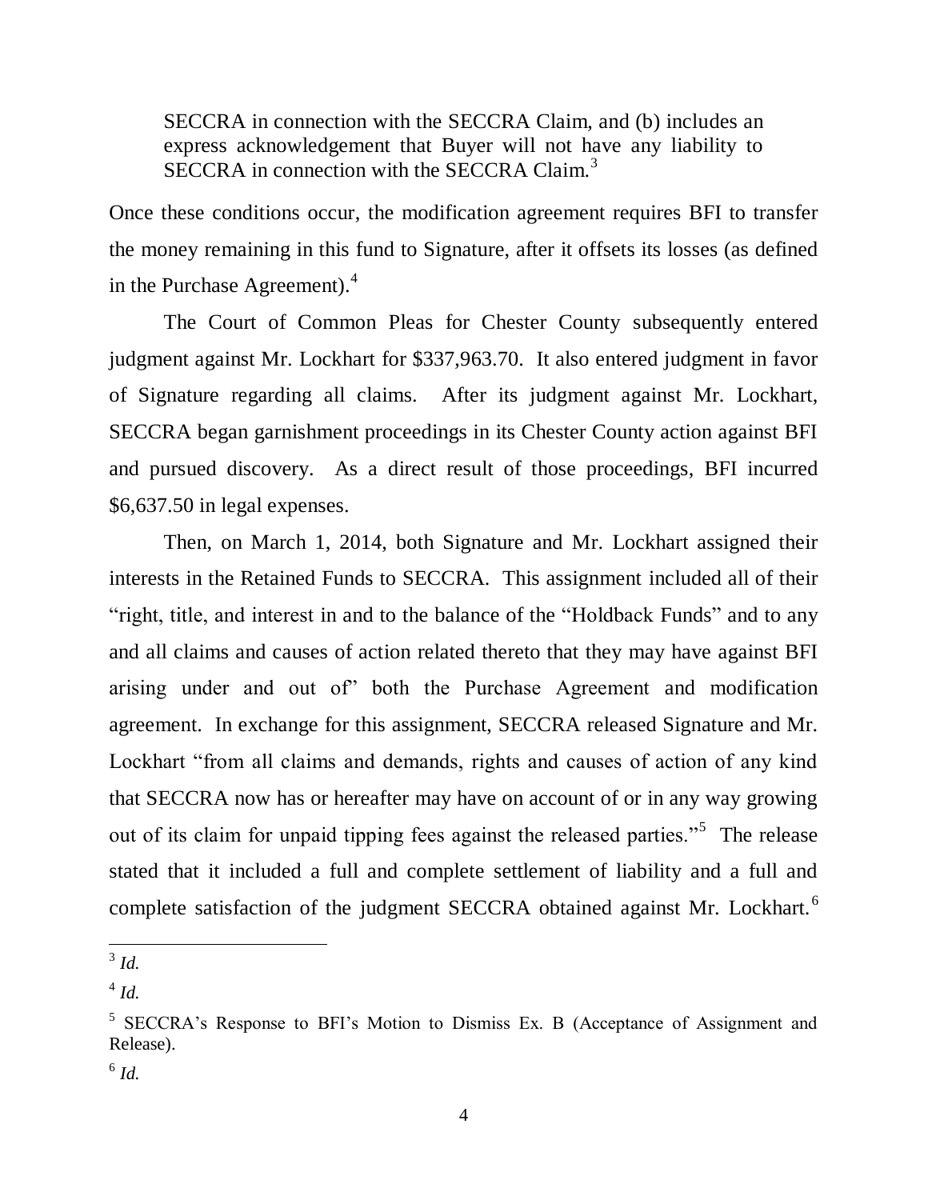> SECCRA in connection with the SECCRA Claim, and (b) includes an express acknowledgement that Buyer will not have any liability to SECCRA in connection with the SECCRA Claim.[3]

Once these conditions occur, the modification agreement requires BFI to transfer the money remaining in this fund to Signature, after it offsets its losses (as defined in the Purchase Agreement).[4]

The Court of Common Pleas for Chester County subsequently entered judgment against Mr. Lockhart for $337,963.70. It also entered judgment in favor of Signature regarding all claims. After its judgment against Mr. Lockhart, SECCRA began garnishment proceedings in its Chester County action against BFI and pursued discovery. As a direct result of those proceedings, BFI incurred $6,637.50 in legal expenses.

Then, on March 1, 2014, both Signature and Mr. Lockhart assigned their interests in the Retained Funds to SECCRA. This assignment included all of their "right, title, and interest in and to the balance of the "Holdback Funds" and to any and all claims and causes of action related thereto that they may have against BFI arising under and out of" both the Purchase Agreement and modification agreement. In exchange for this assignment, SECCRA released Signature and Mr. Lockhart "from all claims and demands, rights and causes of action of any kind that SECCRA now has or hereafter may have on account of or in any way growing out of its claim for unpaid tipping fees against the released parties."[5] The release stated that it included a full and complete settlement of liability and a full and complete satisfaction of the judgment SECCRA obtained against Mr. Lockhart.[6]

---

[3] *Id.*

[4] *Id.*

[5] SECCRA's Response to BFI's Motion to Dismiss Ex. B (Acceptance of Assignment and Release).

[6] *Id.*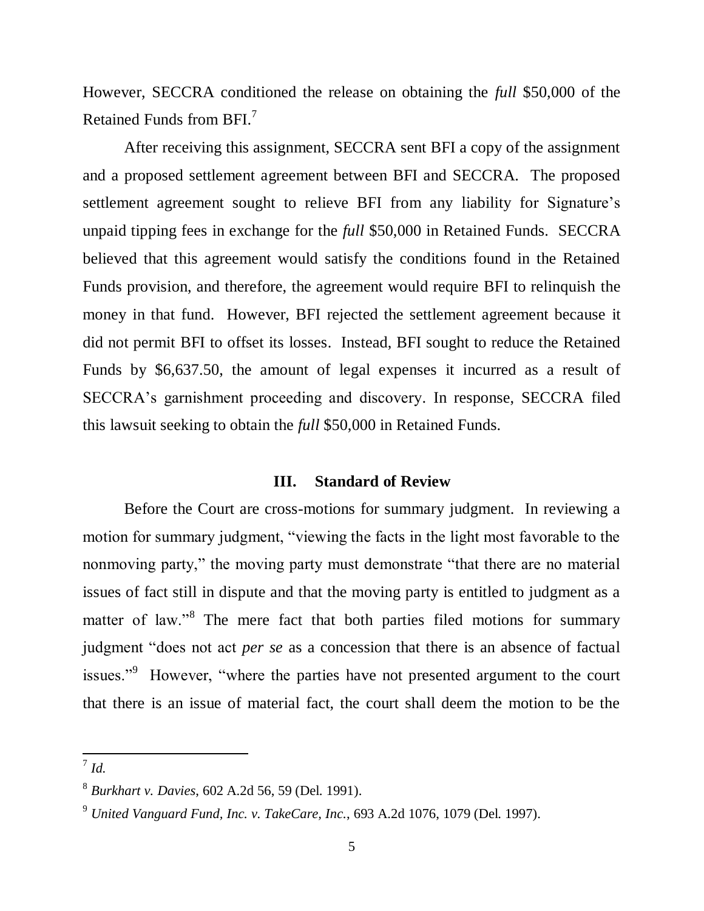However, SECCRA conditioned the release on obtaining the *full* $50,000 of the Retained Funds from BFI.[7]

After receiving this assignment, SECCRA sent BFI a copy of the assignment and a proposed settlement agreement between BFI and SECCRA. The proposed settlement agreement sought to relieve BFI from any liability for Signature's unpaid tipping fees in exchange for the *full* $50,000 in Retained Funds. SECCRA believed that this agreement would satisfy the conditions found in the Retained Funds provision, and therefore, the agreement would require BFI to relinquish the money in that fund. However, BFI rejected the settlement agreement because it did not permit BFI to offset its losses. Instead, BFI sought to reduce the Retained Funds by $6,637.50, the amount of legal expenses it incurred as a result of SECCRA's garnishment proceeding and discovery. In response, SECCRA filed this lawsuit seeking to obtain the *full* $50,000 in Retained Funds.

## III. Standard of Review

Before the Court are cross-motions for summary judgment. In reviewing a motion for summary judgment, "viewing the facts in the light most favorable to the nonmoving party," the moving party must demonstrate "that there are no material issues of fact still in dispute and that the moving party is entitled to judgment as a matter of law."[8] The mere fact that both parties filed motions for summary judgment "does not act *per se* as a concession that there is an absence of factual issues."[9] However, "where the parties have not presented argument to the court that there is an issue of material fact, the court shall deem the motion to be the

---

[7] *Id.*

[8] *Burkhart v. Davies*, 602 A.2d 56, 59 (Del. 1991).

[9] *United Vanguard Fund, Inc. v. TakeCare, Inc.*, 693 A.2d 1076, 1079 (Del. 1997).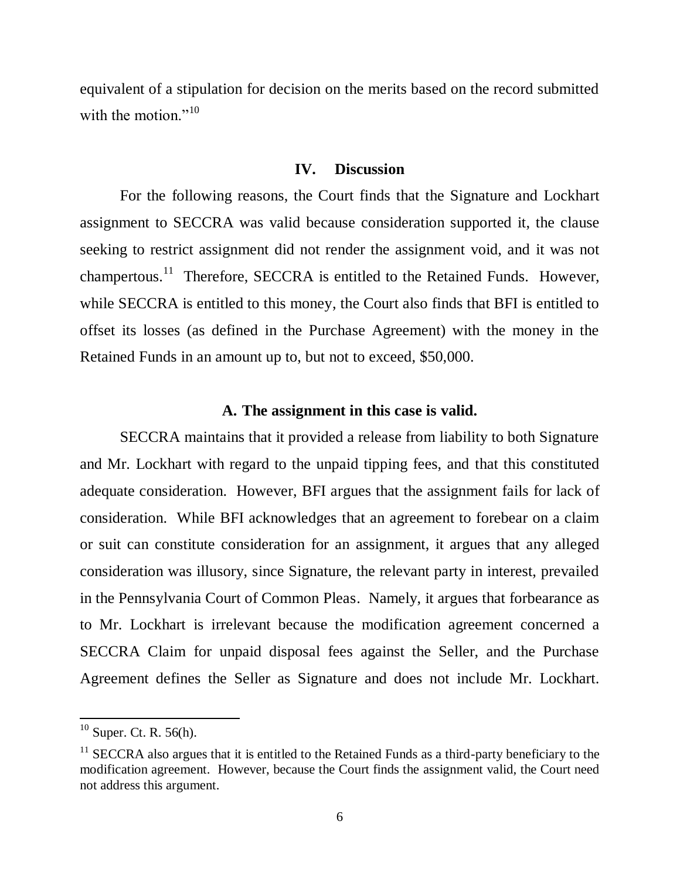equivalent of a stipulation for decision on the merits based on the record submitted with the motion."[10]

## IV. Discussion

For the following reasons, the Court finds that the Signature and Lockhart assignment to SECCRA was valid because consideration supported it, the clause seeking to restrict assignment did not render the assignment void, and it was not champertous.[11] Therefore, SECCRA is entitled to the Retained Funds. However, while SECCRA is entitled to this money, the Court also finds that BFI is entitled to offset its losses (as defined in the Purchase Agreement) with the money in the Retained Funds in an amount up to, but not to exceed, $50,000.

### A. The assignment in this case is valid.

SECCRA maintains that it provided a release from liability to both Signature and Mr. Lockhart with regard to the unpaid tipping fees, and that this constituted adequate consideration. However, BFI argues that the assignment fails for lack of consideration. While BFI acknowledges that an agreement to forebear on a claim or suit can constitute consideration for an assignment, it argues that any alleged consideration was illusory, since Signature, the relevant party in interest, prevailed in the Pennsylvania Court of Common Pleas. Namely, it argues that forbearance as to Mr. Lockhart is irrelevant because the modification agreement concerned a SECCRA Claim for unpaid disposal fees against the Seller, and the Purchase Agreement defines the Seller as Signature and does not include Mr. Lockhart.

---

[10] Super. Ct. R. 56(h).

[11] SECCRA also argues that it is entitled to the Retained Funds as a third-party beneficiary to the modification agreement. However, because the Court finds the assignment valid, the Court need not address this argument.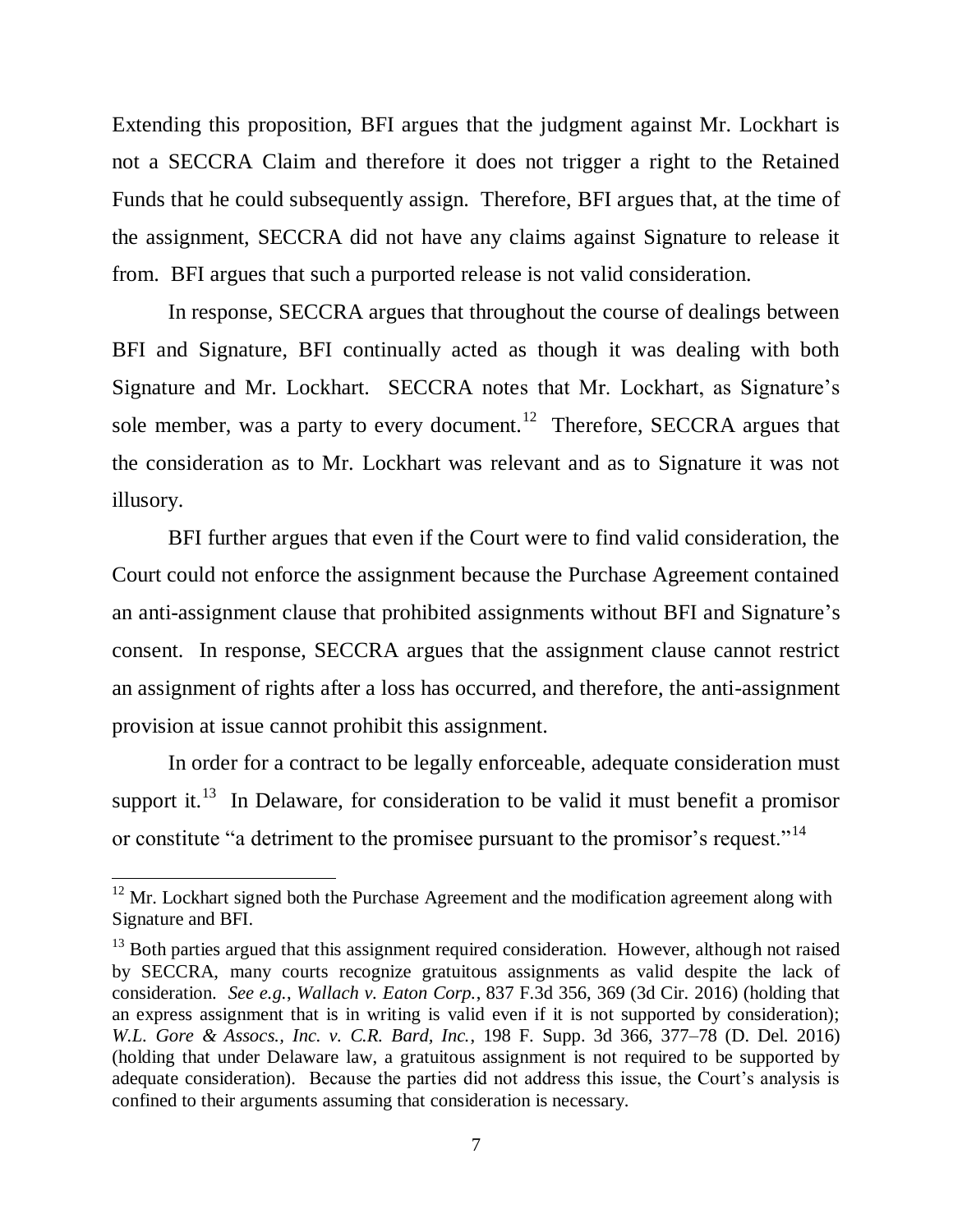Extending this proposition, BFI argues that the judgment against Mr. Lockhart is not a SECCRA Claim and therefore it does not trigger a right to the Retained Funds that he could subsequently assign. Therefore, BFI argues that, at the time of the assignment, SECCRA did not have any claims against Signature to release it from. BFI argues that such a purported release is not valid consideration.

In response, SECCRA argues that throughout the course of dealings between BFI and Signature, BFI continually acted as though it was dealing with both Signature and Mr. Lockhart. SECCRA notes that Mr. Lockhart, as Signature's sole member, was a party to every document.[12] Therefore, SECCRA argues that the consideration as to Mr. Lockhart was relevant and as to Signature it was not illusory.

BFI further argues that even if the Court were to find valid consideration, the Court could not enforce the assignment because the Purchase Agreement contained an anti-assignment clause that prohibited assignments without BFI and Signature's consent. In response, SECCRA argues that the assignment clause cannot restrict an assignment of rights after a loss has occurred, and therefore, the anti-assignment provision at issue cannot prohibit this assignment.

In order for a contract to be legally enforceable, adequate consideration must support it.[13] In Delaware, for consideration to be valid it must benefit a promisor or constitute "a detriment to the promisee pursuant to the promisor's request."[14]

---

[12] Mr. Lockhart signed both the Purchase Agreement and the modification agreement along with Signature and BFI.

[13] Both parties argued that this assignment required consideration. However, although not raised by SECCRA, many courts recognize gratuitous assignments as valid despite the lack of consideration. *See e.g.*, *Wallach v. Eaton Corp.*, 837 F.3d 356, 369 (3d Cir. 2016) (holding that an express assignment that is in writing is valid even if it is not supported by consideration); *W.L. Gore & Assocs., Inc. v. C.R. Bard, Inc.*, 198 F. Supp. 3d 366, 377–78 (D. Del. 2016) (holding that under Delaware law, a gratuitous assignment is not required to be supported by adequate consideration). Because the parties did not address this issue, the Court's analysis is confined to their arguments assuming that consideration is necessary.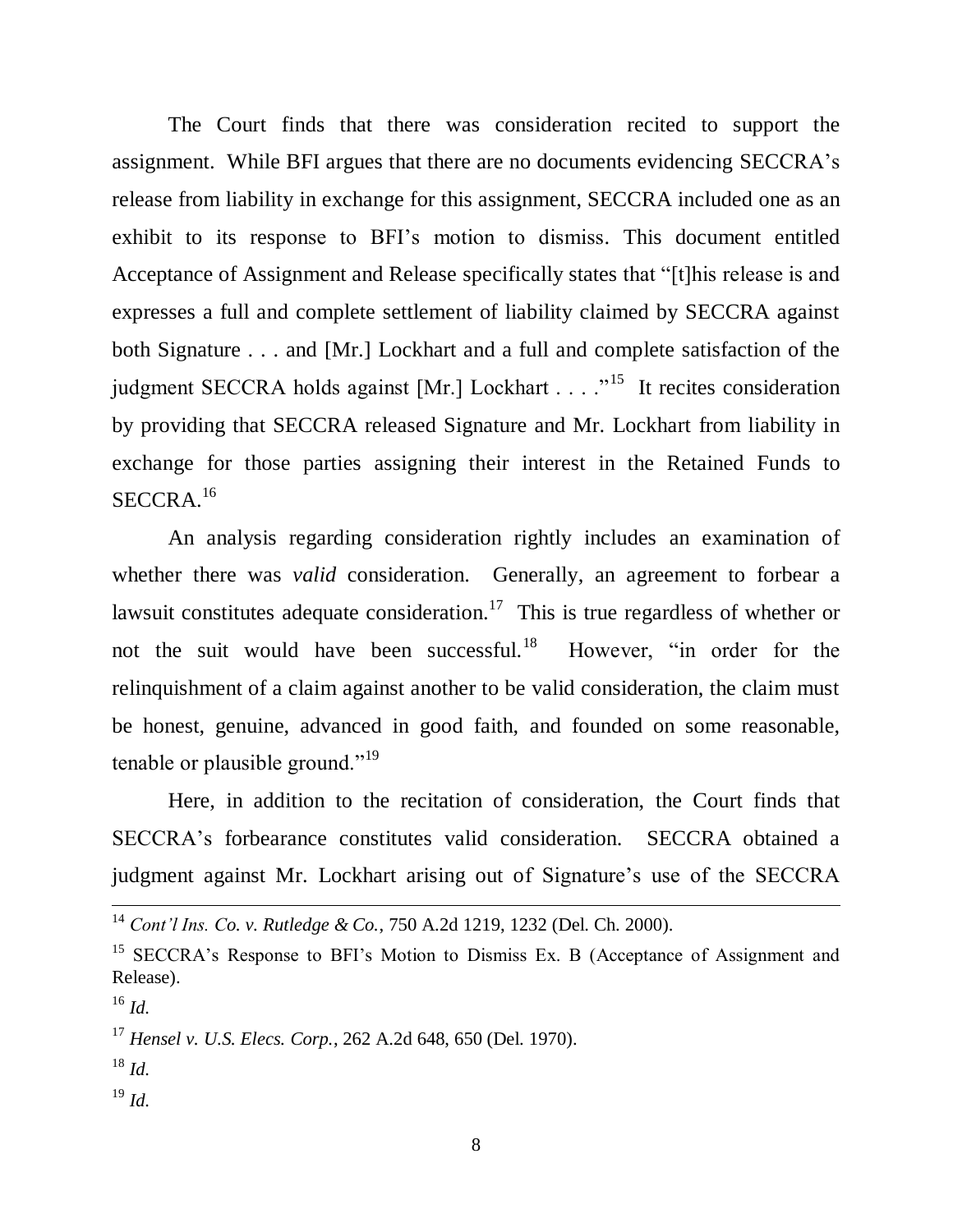The Court finds that there was consideration recited to support the assignment. While BFI argues that there are no documents evidencing SECCRA's release from liability in exchange for this assignment, SECCRA included one as an exhibit to its response to BFI's motion to dismiss. This document entitled Acceptance of Assignment and Release specifically states that "[t]his release is and expresses a full and complete settlement of liability claimed by SECCRA against both Signature . . . and [Mr.] Lockhart and a full and complete satisfaction of the judgment SECCRA holds against [Mr.] Lockhart . . . ."[15] It recites consideration by providing that SECCRA released Signature and Mr. Lockhart from liability in exchange for those parties assigning their interest in the Retained Funds to SECCRA.[16]

An analysis regarding consideration rightly includes an examination of whether there was *valid* consideration. Generally, an agreement to forbear a lawsuit constitutes adequate consideration.[17] This is true regardless of whether or not the suit would have been successful.[18] However, "in order for the relinquishment of a claim against another to be valid consideration, the claim must be honest, genuine, advanced in good faith, and founded on some reasonable, tenable or plausible ground."[19]

Here, in addition to the recitation of consideration, the Court finds that SECCRA's forbearance constitutes valid consideration. SECCRA obtained a judgment against Mr. Lockhart arising out of Signature's use of the SECCRA

---

[14] *Cont'l Ins. Co. v. Rutledge & Co.*, 750 A.2d 1219, 1232 (Del. Ch. 2000).

[15] SECCRA's Response to BFI's Motion to Dismiss Ex. B (Acceptance of Assignment and Release).

[16] *Id.*

[17] *Hensel v. U.S. Elecs. Corp.*, 262 A.2d 648, 650 (Del. 1970).

[18] *Id.*

[19] *Id.*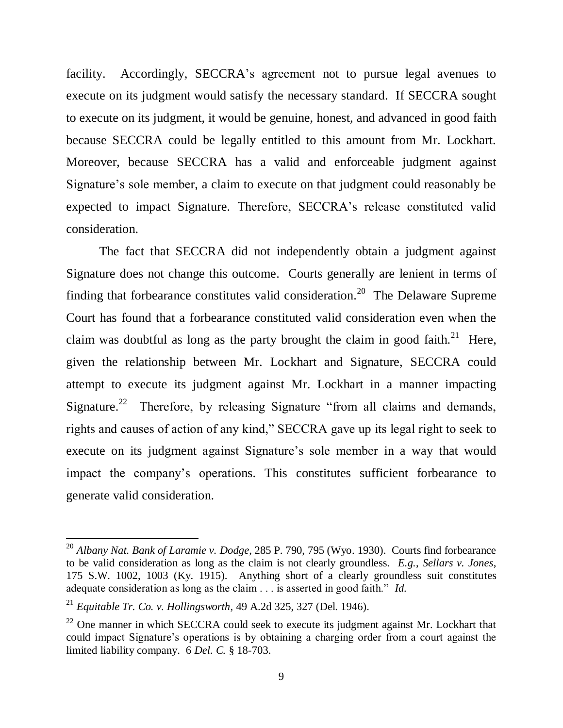facility. Accordingly, SECCRA's agreement not to pursue legal avenues to execute on its judgment would satisfy the necessary standard. If SECCRA sought to execute on its judgment, it would be genuine, honest, and advanced in good faith because SECCRA could be legally entitled to this amount from Mr. Lockhart. Moreover, because SECCRA has a valid and enforceable judgment against Signature's sole member, a claim to execute on that judgment could reasonably be expected to impact Signature. Therefore, SECCRA's release constituted valid consideration.

The fact that SECCRA did not independently obtain a judgment against Signature does not change this outcome. Courts generally are lenient in terms of finding that forbearance constitutes valid consideration.[20] The Delaware Supreme Court has found that a forbearance constituted valid consideration even when the claim was doubtful as long as the party brought the claim in good faith.[21] Here, given the relationship between Mr. Lockhart and Signature, SECCRA could attempt to execute its judgment against Mr. Lockhart in a manner impacting Signature.[22] Therefore, by releasing Signature "from all claims and demands, rights and causes of action of any kind," SECCRA gave up its legal right to seek to execute on its judgment against Signature's sole member in a way that would impact the company's operations. This constitutes sufficient forbearance to generate valid consideration.

---

[20] *Albany Nat. Bank of Laramie v. Dodge*, 285 P. 790, 795 (Wyo. 1930). Courts find forbearance to be valid consideration as long as the claim is not clearly groundless. *E.g.*, *Sellars v. Jones*, 175 S.W. 1002, 1003 (Ky. 1915). Anything short of a clearly groundless suit constitutes adequate consideration as long as the claim . . . is asserted in good faith." *Id.*

[21] *Equitable Tr. Co. v. Hollingsworth*, 49 A.2d 325, 327 (Del. 1946).

[22] One manner in which SECCRA could seek to execute its judgment against Mr. Lockhart that could impact Signature's operations is by obtaining a charging order from a court against the limited liability company. 6 *Del. C.* § 18-703.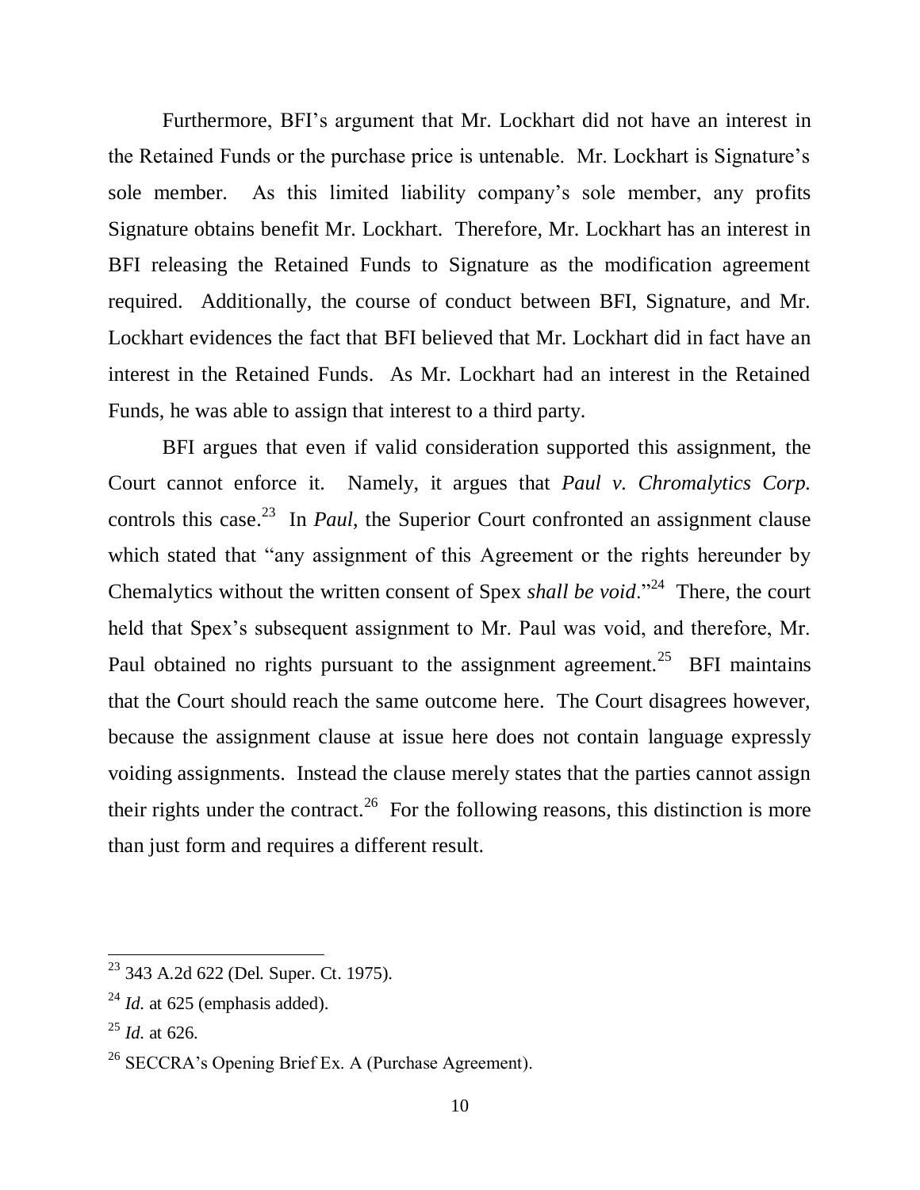Furthermore, BFI's argument that Mr. Lockhart did not have an interest in the Retained Funds or the purchase price is untenable. Mr. Lockhart is Signature's sole member. As this limited liability company's sole member, any profits Signature obtains benefit Mr. Lockhart. Therefore, Mr. Lockhart has an interest in BFI releasing the Retained Funds to Signature as the modification agreement required. Additionally, the course of conduct between BFI, Signature, and Mr. Lockhart evidences the fact that BFI believed that Mr. Lockhart did in fact have an interest in the Retained Funds. As Mr. Lockhart had an interest in the Retained Funds, he was able to assign that interest to a third party.

BFI argues that even if valid consideration supported this assignment, the Court cannot enforce it. Namely, it argues that *Paul v. Chromalytics Corp.* controls this case.[23] In *Paul*, the Superior Court confronted an assignment clause which stated that "any assignment of this Agreement or the rights hereunder by Chemalytics without the written consent of Spex *shall be void*."[24] There, the court held that Spex's subsequent assignment to Mr. Paul was void, and therefore, Mr. Paul obtained no rights pursuant to the assignment agreement.[25] BFI maintains that the Court should reach the same outcome here. The Court disagrees however, because the assignment clause at issue here does not contain language expressly voiding assignments. Instead the clause merely states that the parties cannot assign their rights under the contract.[26] For the following reasons, this distinction is more than just form and requires a different result.

---

[23] 343 A.2d 622 (Del. Super. Ct. 1975).

[24] *Id.* at 625 (emphasis added).

[25] *Id.* at 626.

[26] SECCRA's Opening Brief Ex. A (Purchase Agreement).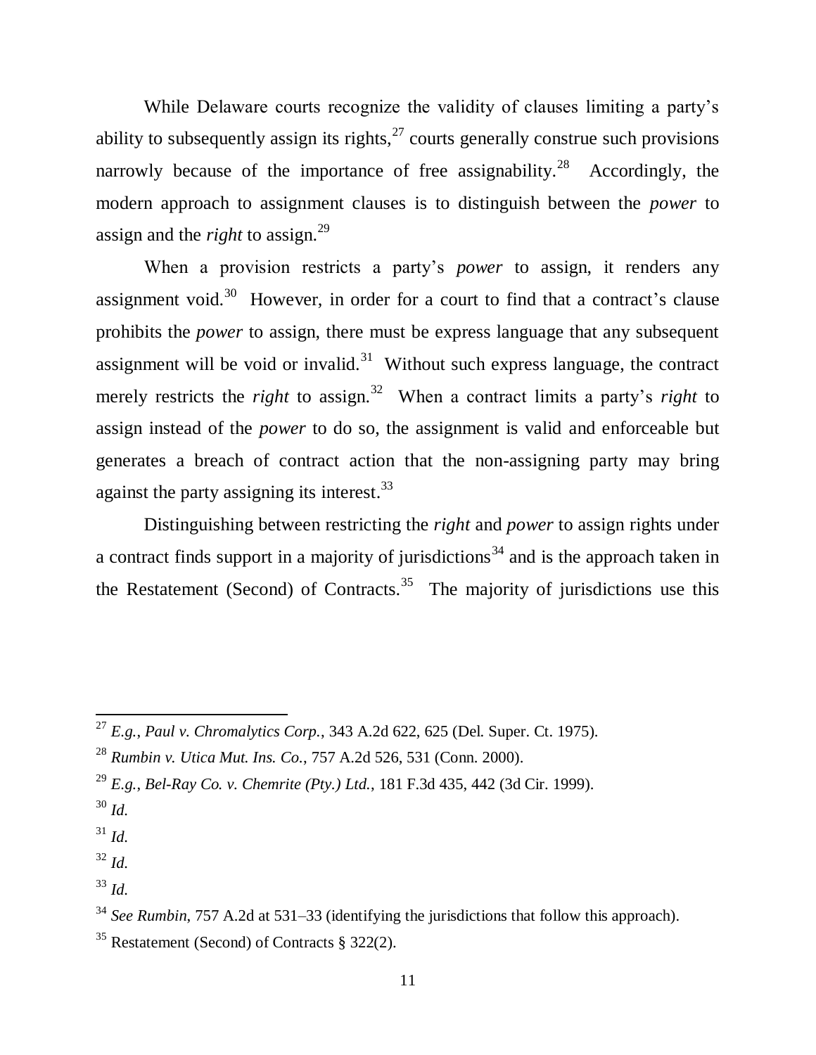While Delaware courts recognize the validity of clauses limiting a party's ability to subsequently assign its rights,[27] courts generally construe such provisions narrowly because of the importance of free assignability.[28] Accordingly, the modern approach to assignment clauses is to distinguish between the *power* to assign and the *right* to assign.[29]

When a provision restricts a party's *power* to assign, it renders any assignment void.[30] However, in order for a court to find that a contract's clause prohibits the *power* to assign, there must be express language that any subsequent assignment will be void or invalid.[31] Without such express language, the contract merely restricts the *right* to assign.[32] When a contract limits a party's *right* to assign instead of the *power* to do so, the assignment is valid and enforceable but generates a breach of contract action that the non-assigning party may bring against the party assigning its interest.[33]

Distinguishing between restricting the *right* and *power* to assign rights under a contract finds support in a majority of jurisdictions[34] and is the approach taken in the Restatement (Second) of Contracts.[35] The majority of jurisdictions use this

---

[27] *E.g.*, *Paul v. Chromalytics Corp.*, 343 A.2d 622, 625 (Del. Super. Ct. 1975).

[28] *Rumbin v. Utica Mut. Ins. Co.*, 757 A.2d 526, 531 (Conn. 2000).

[29] *E.g.*, *Bel-Ray Co. v. Chemrite (Pty.) Ltd.*, 181 F.3d 435, 442 (3d Cir. 1999).

[30] *Id.*

[31] *Id.*

[32] *Id.*

[33] *Id.*

[34] *See Rumbin*, 757 A.2d at 531–33 (identifying the jurisdictions that follow this approach).

[35] Restatement (Second) of Contracts § 322(2).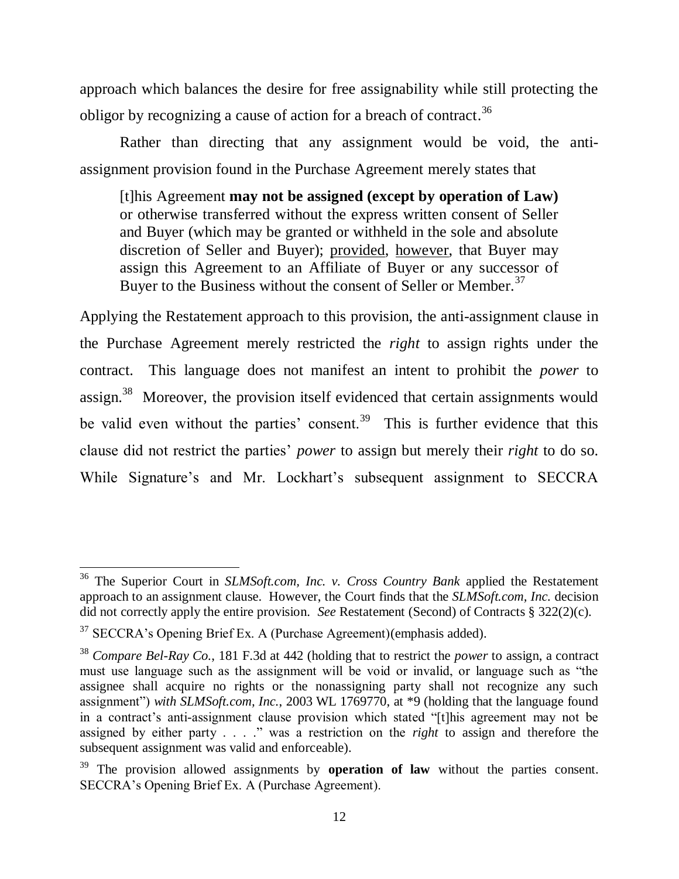approach which balances the desire for free assignability while still protecting the obligor by recognizing a cause of action for a breach of contract.[36]

Rather than directing that any assignment would be void, the anti-assignment provision found in the Purchase Agreement merely states that

> [t]his Agreement **may not be assigned (except by operation of Law)** or otherwise transferred without the express written consent of Seller and Buyer (which may be granted or withheld in the sole and absolute discretion of Seller and Buyer); <u>provided</u>, <u>however</u>, that Buyer may assign this Agreement to an Affiliate of Buyer or any successor of Buyer to the Business without the consent of Seller or Member.[37]

Applying the Restatement approach to this provision, the anti-assignment clause in the Purchase Agreement merely restricted the *right* to assign rights under the contract. This language does not manifest an intent to prohibit the *power* to assign.[38] Moreover, the provision itself evidenced that certain assignments would be valid even without the parties' consent.[39] This is further evidence that this clause did not restrict the parties' *power* to assign but merely their *right* to do so. While Signature's and Mr. Lockhart's subsequent assignment to SECCRA

---

[36] The Superior Court in *SLMSoft.com, Inc. v. Cross Country Bank* applied the Restatement approach to an assignment clause. However, the Court finds that the *SLMSoft.com, Inc.* decision did not correctly apply the entire provision. *See* Restatement (Second) of Contracts § 322(2)(c).

[37] SECCRA's Opening Brief Ex. A (Purchase Agreement)(emphasis added).

[38] *Compare Bel-Ray Co.*, 181 F.3d at 442 (holding that to restrict the *power* to assign, a contract must use language such as the assignment will be void or invalid, or language such as "the assignee shall acquire no rights or the nonassigning party shall not recognize any such assignment") *with SLMSoft.com, Inc.*, 2003 WL 1769770, at *9 (holding that the language found in a contract's anti-assignment clause provision which stated "[t]his agreement may not be assigned by either party . . . ." was a restriction on the *right* to assign and therefore the subsequent assignment was valid and enforceable).

[39] The provision allowed assignments by **operation of law** without the parties consent. SECCRA's Opening Brief Ex. A (Purchase Agreement).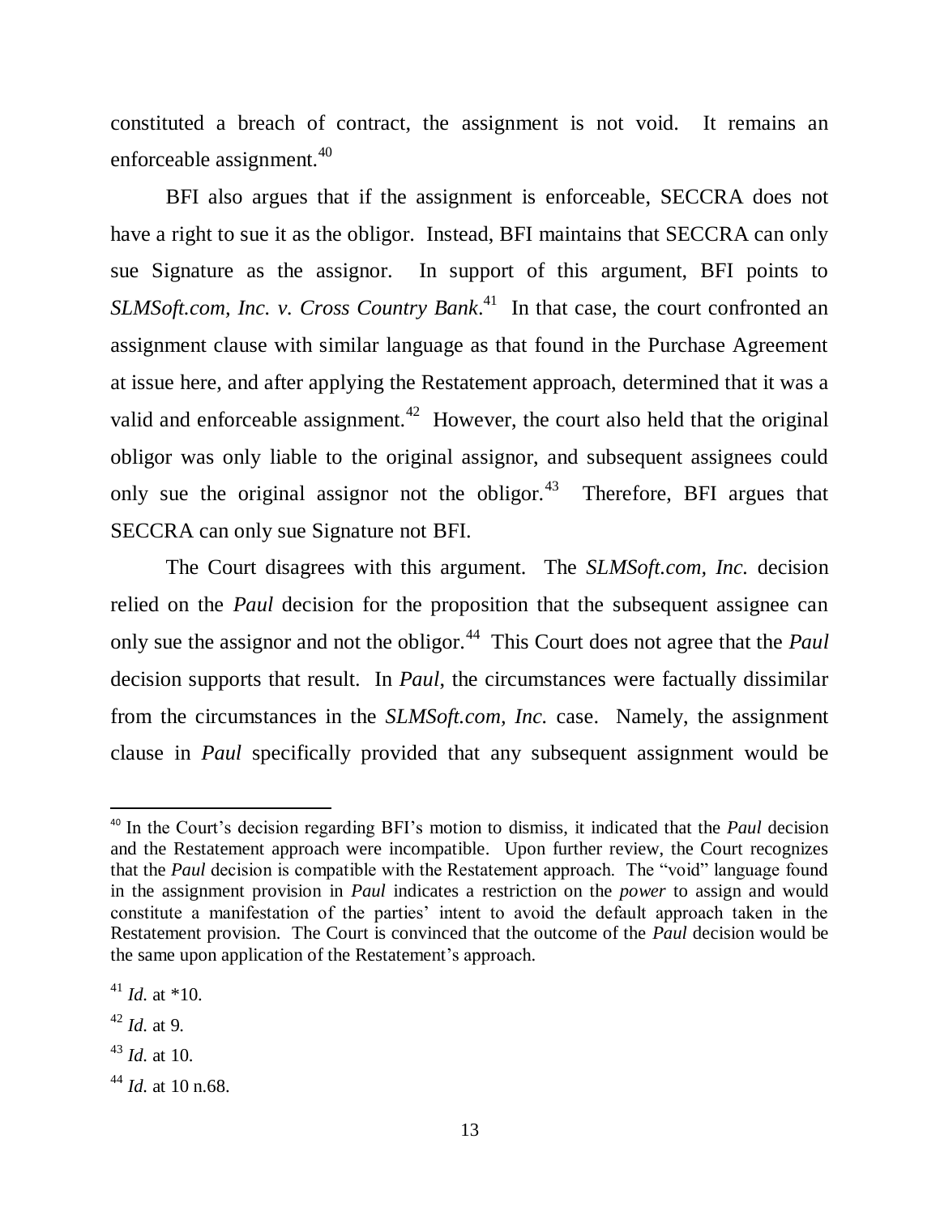constituted a breach of contract, the assignment is not void. It remains an enforceable assignment.[40]

BFI also argues that if the assignment is enforceable, SECCRA does not have a right to sue it as the obligor. Instead, BFI maintains that SECCRA can only sue Signature as the assignor. In support of this argument, BFI points to *SLMSoft.com, Inc. v. Cross Country Bank*.[41] In that case, the court confronted an assignment clause with similar language as that found in the Purchase Agreement at issue here, and after applying the Restatement approach, determined that it was a valid and enforceable assignment.[42] However, the court also held that the original obligor was only liable to the original assignor, and subsequent assignees could only sue the original assignor not the obligor.[43] Therefore, BFI argues that SECCRA can only sue Signature not BFI.

The Court disagrees with this argument. The *SLMSoft.com, Inc.* decision relied on the *Paul* decision for the proposition that the subsequent assignee can only sue the assignor and not the obligor.[44] This Court does not agree that the *Paul* decision supports that result. In *Paul,* the circumstances were factually dissimilar from the circumstances in the *SLMSoft.com, Inc.* case. Namely, the assignment clause in *Paul* specifically provided that any subsequent assignment would be

---

[40] In the Court's decision regarding BFI's motion to dismiss, it indicated that the *Paul* decision and the Restatement approach were incompatible. Upon further review, the Court recognizes that the *Paul* decision is compatible with the Restatement approach. The "void" language found in the assignment provision in *Paul* indicates a restriction on the *power* to assign and would constitute a manifestation of the parties' intent to avoid the default approach taken in the Restatement provision. The Court is convinced that the outcome of the *Paul* decision would be the same upon application of the Restatement's approach.

[41] *Id.* at *10.

[42] *Id.* at 9.

[43] *Id.* at 10.

[44] *Id.* at 10 n.68.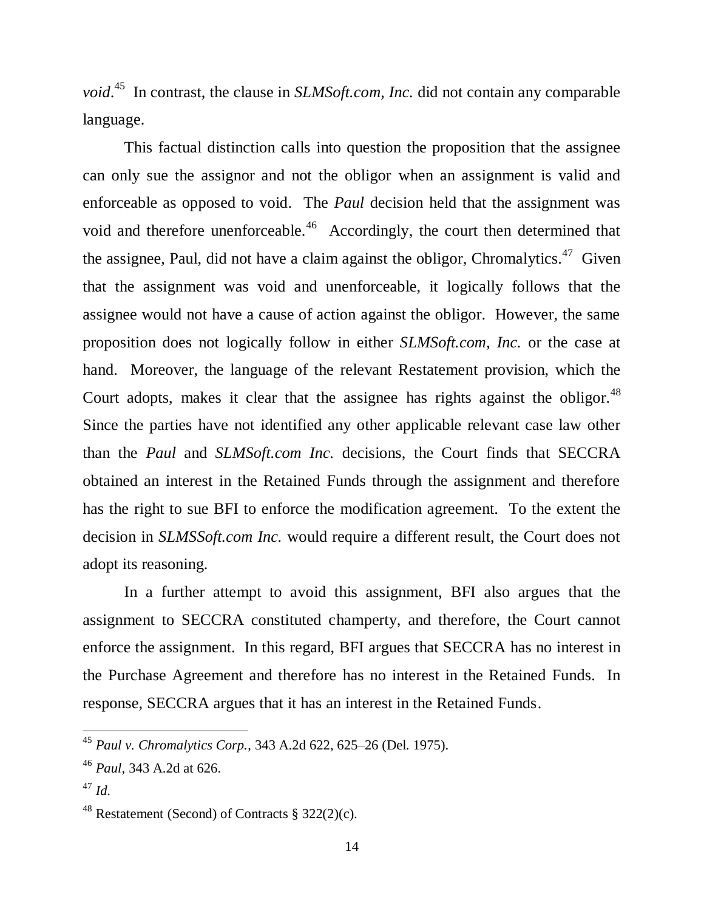*void*.[45] In contrast, the clause in *SLMSoft.com, Inc.* did not contain any comparable language.

This factual distinction calls into question the proposition that the assignee can only sue the assignor and not the obligor when an assignment is valid and enforceable as opposed to void. The *Paul* decision held that the assignment was void and therefore unenforceable.[46] Accordingly, the court then determined that the assignee, Paul, did not have a claim against the obligor, Chromalytics.[47] Given that the assignment was void and unenforceable, it logically follows that the assignee would not have a cause of action against the obligor. However, the same proposition does not logically follow in either *SLMSoft.com, Inc.* or the case at hand. Moreover, the language of the relevant Restatement provision, which the Court adopts, makes it clear that the assignee has rights against the obligor.[48] Since the parties have not identified any other applicable relevant case law other than the *Paul* and *SLMSoft.com Inc.* decisions, the Court finds that SECCRA obtained an interest in the Retained Funds through the assignment and therefore has the right to sue BFI to enforce the modification agreement. To the extent the decision in *SLMSSoft.com Inc.* would require a different result, the Court does not adopt its reasoning.

In a further attempt to avoid this assignment, BFI also argues that the assignment to SECCRA constituted champerty, and therefore, the Court cannot enforce the assignment. In this regard, BFI argues that SECCRA has no interest in the Purchase Agreement and therefore has no interest in the Retained Funds. In response, SECCRA argues that it has an interest in the Retained Funds.

---

[45] *Paul v. Chromalytics Corp.*, 343 A.2d 622, 625–26 (Del. 1975).

[46] *Paul*, 343 A.2d at 626.

[47] *Id.*

[48] Restatement (Second) of Contracts § 322(2)(c).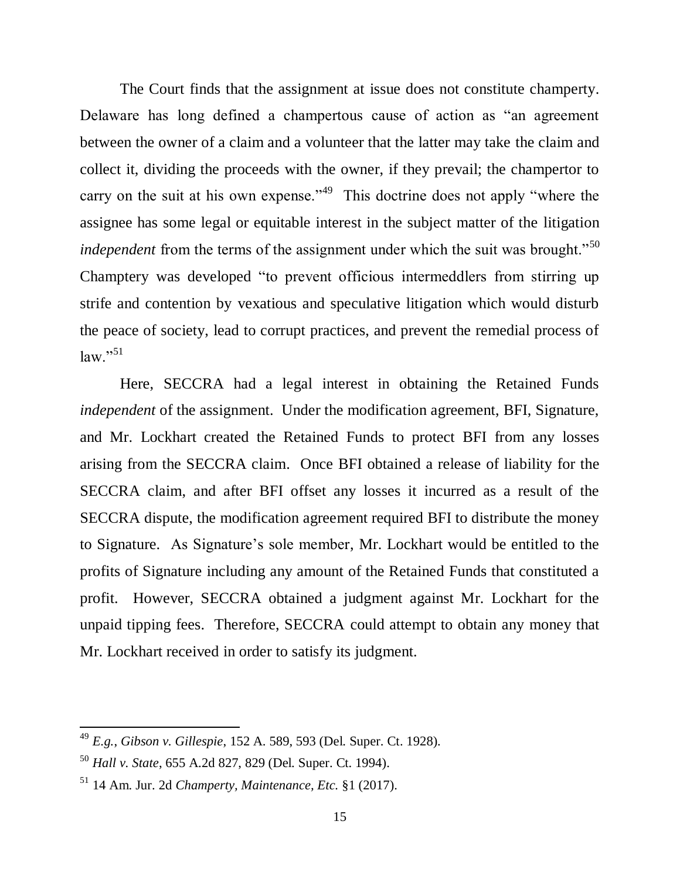The Court finds that the assignment at issue does not constitute champerty. Delaware has long defined a champertous cause of action as "an agreement between the owner of a claim and a volunteer that the latter may take the claim and collect it, dividing the proceeds with the owner, if they prevail; the champertor to carry on the suit at his own expense."[49] This doctrine does not apply "where the assignee has some legal or equitable interest in the subject matter of the litigation *independent* from the terms of the assignment under which the suit was brought."[50] Champtery was developed "to prevent officious intermeddlers from stirring up strife and contention by vexatious and speculative litigation which would disturb the peace of society, lead to corrupt practices, and prevent the remedial process of law."[51]

Here, SECCRA had a legal interest in obtaining the Retained Funds *independent* of the assignment. Under the modification agreement, BFI, Signature, and Mr. Lockhart created the Retained Funds to protect BFI from any losses arising from the SECCRA claim. Once BFI obtained a release of liability for the SECCRA claim, and after BFI offset any losses it incurred as a result of the SECCRA dispute, the modification agreement required BFI to distribute the money to Signature. As Signature's sole member, Mr. Lockhart would be entitled to the profits of Signature including any amount of the Retained Funds that constituted a profit. However, SECCRA obtained a judgment against Mr. Lockhart for the unpaid tipping fees. Therefore, SECCRA could attempt to obtain any money that Mr. Lockhart received in order to satisfy its judgment.

---

[49] *E.g.*, *Gibson v. Gillespie*, 152 A. 589, 593 (Del. Super. Ct. 1928).

[50] *Hall v. State*, 655 A.2d 827, 829 (Del. Super. Ct. 1994).

[51] 14 Am. Jur. 2d *Champerty, Maintenance, Etc.* §1 (2017).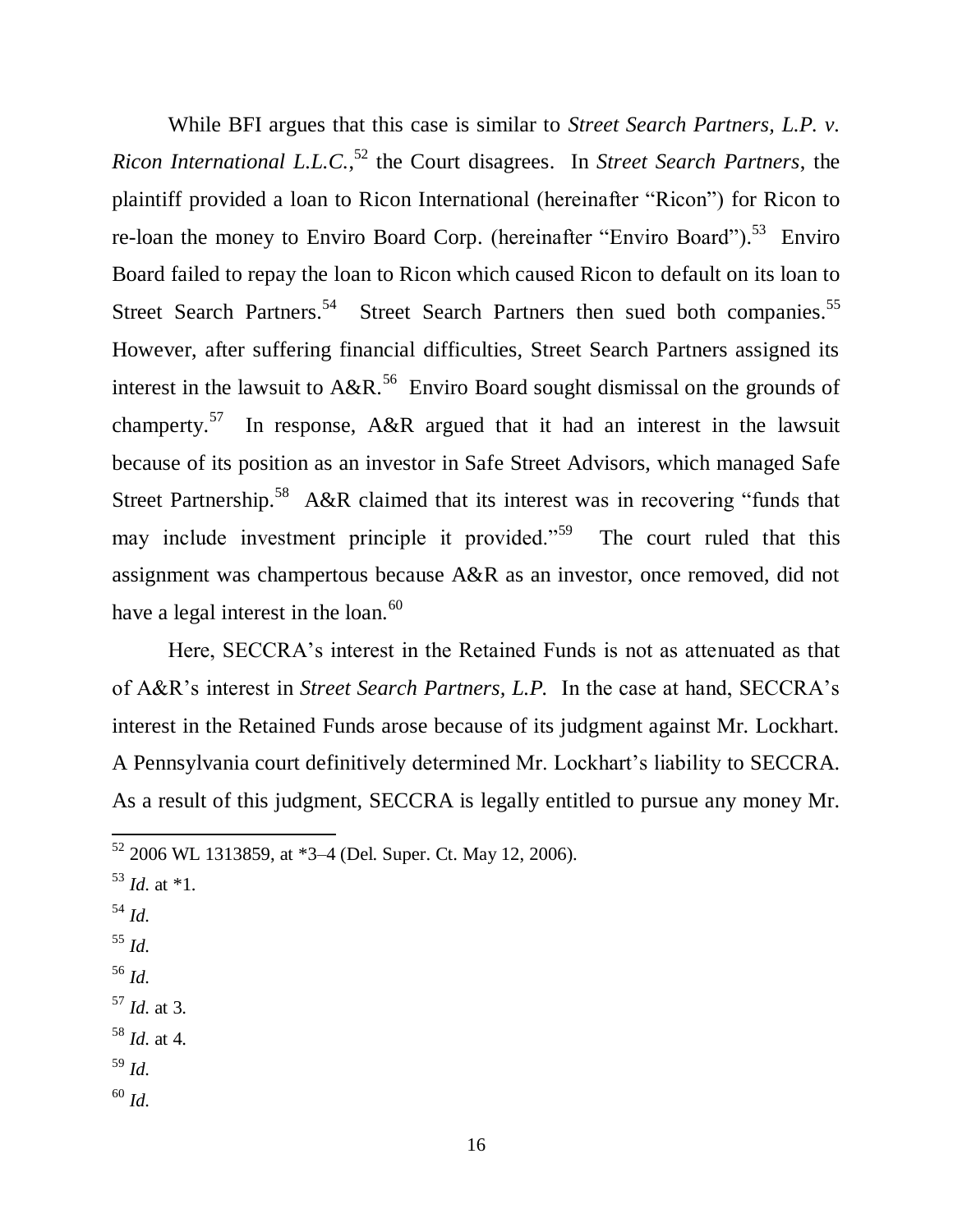While BFI argues that this case is similar to *Street Search Partners, L.P. v. Ricon International L.L.C.*,[52] the Court disagrees. In *Street Search Partners*, the plaintiff provided a loan to Ricon International (hereinafter "Ricon") for Ricon to re-loan the money to Enviro Board Corp. (hereinafter "Enviro Board").[53] Enviro Board failed to repay the loan to Ricon which caused Ricon to default on its loan to Street Search Partners.[54] Street Search Partners then sued both companies.[55] However, after suffering financial difficulties, Street Search Partners assigned its interest in the lawsuit to A&R.[56] Enviro Board sought dismissal on the grounds of champerty.[57] In response, A&R argued that it had an interest in the lawsuit because of its position as an investor in Safe Street Advisors, which managed Safe Street Partnership.[58] A&R claimed that its interest was in recovering "funds that may include investment principle it provided."[59] The court ruled that this assignment was champertous because A&R as an investor, once removed, did not have a legal interest in the loan.[60]

Here, SECCRA's interest in the Retained Funds is not as attenuated as that of A&R's interest in *Street Search Partners, L.P.* In the case at hand, SECCRA's interest in the Retained Funds arose because of its judgment against Mr. Lockhart. A Pennsylvania court definitively determined Mr. Lockhart's liability to SECCRA. As a result of this judgment, SECCRA is legally entitled to pursue any money Mr.

---

[52] 2006 WL 1313859, at *3–4 (Del. Super. Ct. May 12, 2006).

[53] *Id.* at *1.

[54] *Id.*

[55] *Id.*

[56] *Id.*

[57] *Id.* at 3.

[58] *Id.* at 4.

[59] *Id.*

[60] *Id.*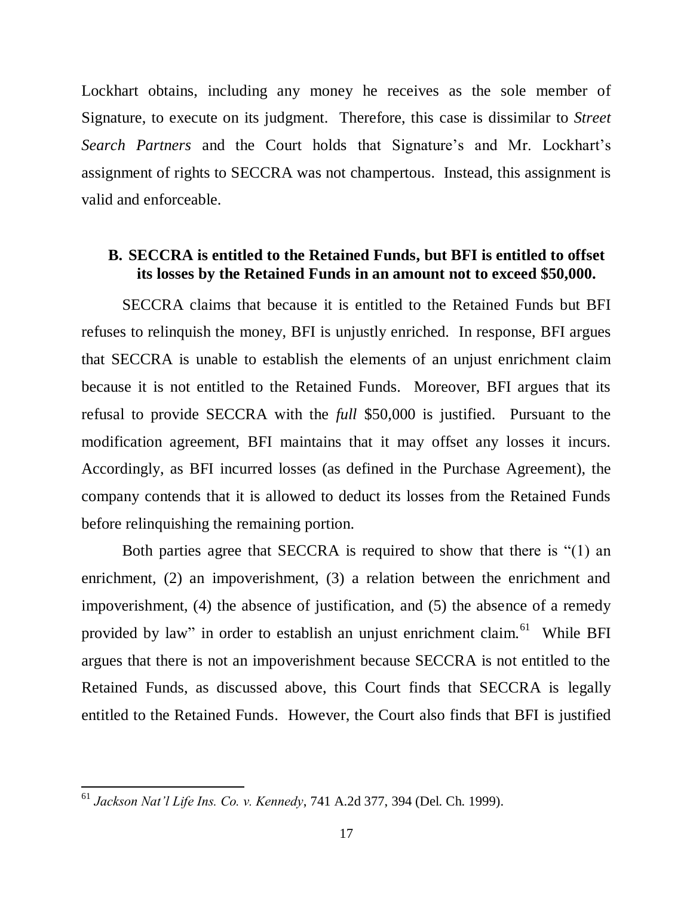Lockhart obtains, including any money he receives as the sole member of Signature, to execute on its judgment. Therefore, this case is dissimilar to *Street Search Partners* and the Court holds that Signature's and Mr. Lockhart's assignment of rights to SECCRA was not champertous. Instead, this assignment is valid and enforceable.

### B. SECCRA is entitled to the Retained Funds, but BFI is entitled to offset its losses by the Retained Funds in an amount not to exceed $50,000.

SECCRA claims that because it is entitled to the Retained Funds but BFI refuses to relinquish the money, BFI is unjustly enriched. In response, BFI argues that SECCRA is unable to establish the elements of an unjust enrichment claim because it is not entitled to the Retained Funds. Moreover, BFI argues that its refusal to provide SECCRA with the *full* $50,000 is justified. Pursuant to the modification agreement, BFI maintains that it may offset any losses it incurs. Accordingly, as BFI incurred losses (as defined in the Purchase Agreement), the company contends that it is allowed to deduct its losses from the Retained Funds before relinquishing the remaining portion.

Both parties agree that SECCRA is required to show that there is "(1) an enrichment, (2) an impoverishment, (3) a relation between the enrichment and impoverishment, (4) the absence of justification, and (5) the absence of a remedy provided by law" in order to establish an unjust enrichment claim.[61] While BFI argues that there is not an impoverishment because SECCRA is not entitled to the Retained Funds, as discussed above, this Court finds that SECCRA is legally entitled to the Retained Funds. However, the Court also finds that BFI is justified

---

[61] *Jackson Nat'l Life Ins. Co. v. Kennedy*, 741 A.2d 377, 394 (Del. Ch. 1999).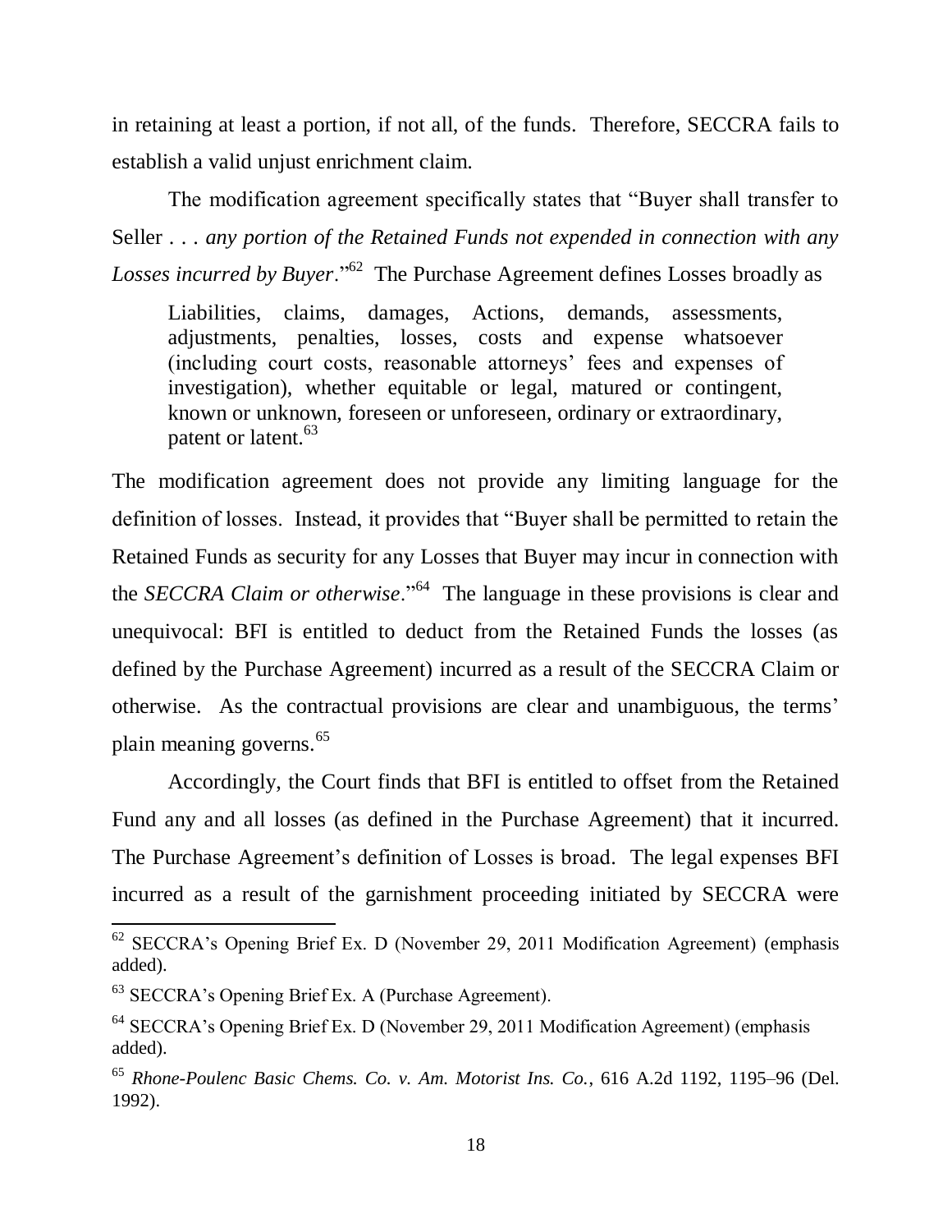in retaining at least a portion, if not all, of the funds. Therefore, SECCRA fails to establish a valid unjust enrichment claim.

The modification agreement specifically states that "Buyer shall transfer to Seller . . . *any portion of the Retained Funds not expended in connection with any Losses incurred by Buyer*."[62] The Purchase Agreement defines Losses broadly as

> Liabilities, claims, damages, Actions, demands, assessments, adjustments, penalties, losses, costs and expense whatsoever (including court costs, reasonable attorneys' fees and expenses of investigation), whether equitable or legal, matured or contingent, known or unknown, foreseen or unforeseen, ordinary or extraordinary, patent or latent.[63]

The modification agreement does not provide any limiting language for the definition of losses. Instead, it provides that "Buyer shall be permitted to retain the Retained Funds as security for any Losses that Buyer may incur in connection with the *SECCRA Claim or otherwise*."[64] The language in these provisions is clear and unequivocal: BFI is entitled to deduct from the Retained Funds the losses (as defined by the Purchase Agreement) incurred as a result of the SECCRA Claim or otherwise. As the contractual provisions are clear and unambiguous, the terms' plain meaning governs.[65]

Accordingly, the Court finds that BFI is entitled to offset from the Retained Fund any and all losses (as defined in the Purchase Agreement) that it incurred. The Purchase Agreement's definition of Losses is broad. The legal expenses BFI incurred as a result of the garnishment proceeding initiated by SECCRA were

---

[62] SECCRA's Opening Brief Ex. D (November 29, 2011 Modification Agreement) (emphasis added).

[63] SECCRA's Opening Brief Ex. A (Purchase Agreement).

[64] SECCRA's Opening Brief Ex. D (November 29, 2011 Modification Agreement) (emphasis added).

[65] *Rhone-Poulenc Basic Chems. Co. v. Am. Motorist Ins. Co.*, 616 A.2d 1192, 1195–96 (Del. 1992).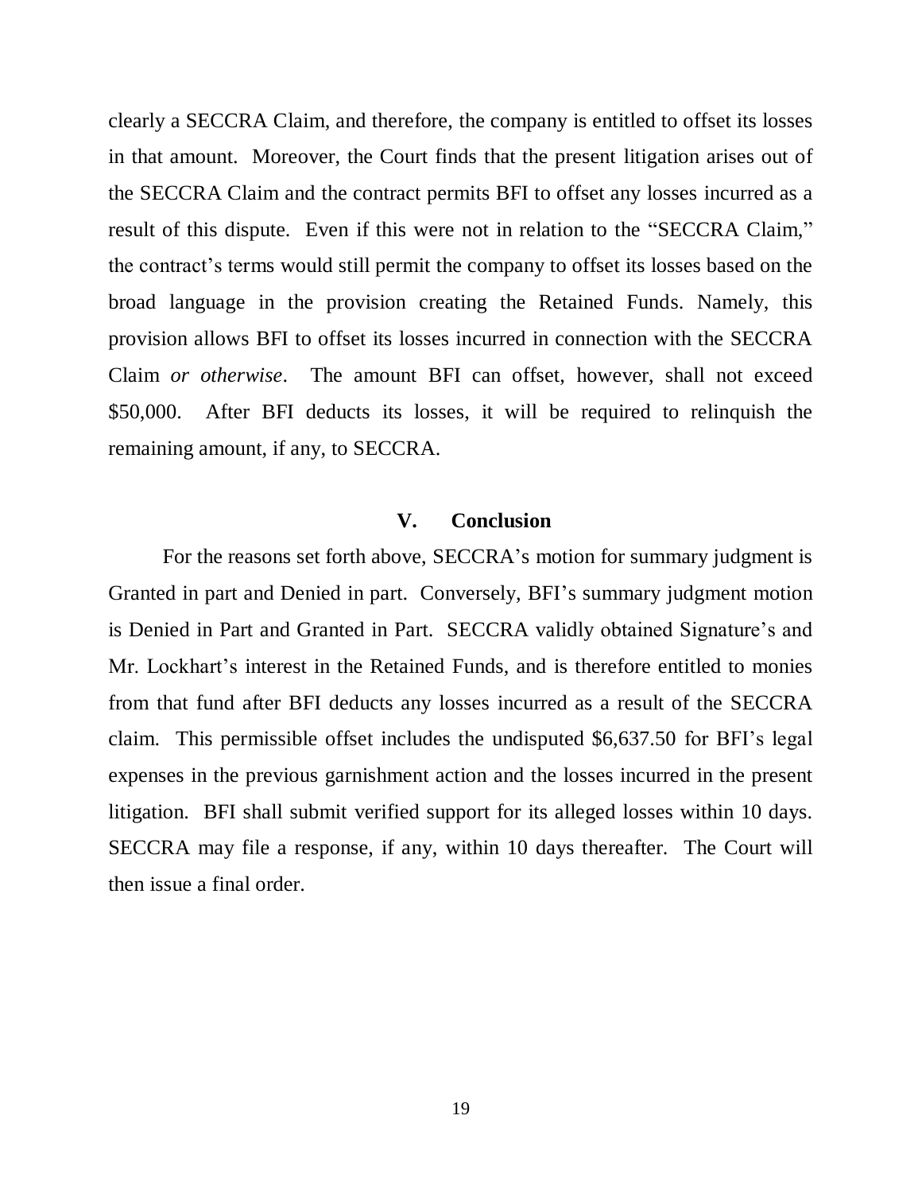clearly a SECCRA Claim, and therefore, the company is entitled to offset its losses in that amount. Moreover, the Court finds that the present litigation arises out of the SECCRA Claim and the contract permits BFI to offset any losses incurred as a result of this dispute. Even if this were not in relation to the "SECCRA Claim," the contract's terms would still permit the company to offset its losses based on the broad language in the provision creating the Retained Funds. Namely, this provision allows BFI to offset its losses incurred in connection with the SECCRA Claim *or otherwise*. The amount BFI can offset, however, shall not exceed $50,000. After BFI deducts its losses, it will be required to relinquish the remaining amount, if any, to SECCRA.

## V. Conclusion

For the reasons set forth above, SECCRA's motion for summary judgment is Granted in part and Denied in part. Conversely, BFI's summary judgment motion is Denied in Part and Granted in Part. SECCRA validly obtained Signature's and Mr. Lockhart's interest in the Retained Funds, and is therefore entitled to monies from that fund after BFI deducts any losses incurred as a result of the SECCRA claim. This permissible offset includes the undisputed $6,637.50 for BFI's legal expenses in the previous garnishment action and the losses incurred in the present litigation. BFI shall submit verified support for its alleged losses within 10 days. SECCRA may file a response, if any, within 10 days thereafter. The Court will then issue a final order.